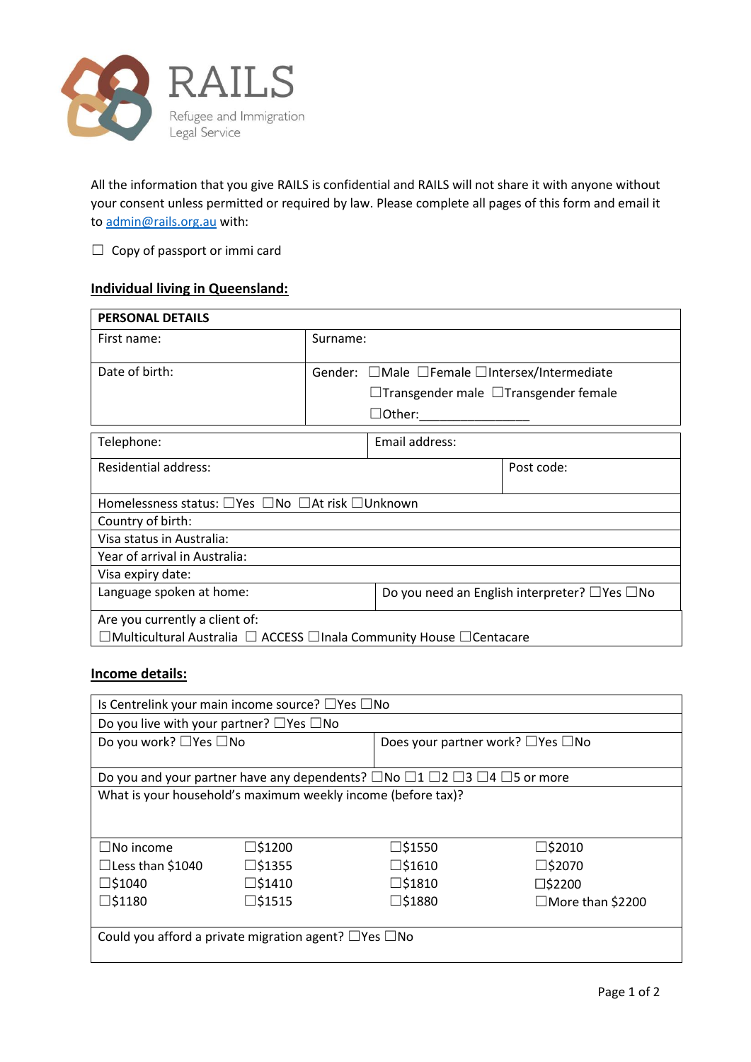RAILS

Refugee and Immigration Legal Service

All the information that you give RAILS is confidential and RAILS will not share it with anyone without your consent unless permitted or required by law. Please complete all pages of this form and email it to admin@rails.org.au with:

☐ Copy of passport or immi card

## Individual living in Queensland:

| PERSONAL DETAILS | |
|---|---|
| First name: | Surname: |
| Date of birth: | Gender: ☐Male ☐Female ☐Intersex/Intermediate ☐Transgender male ☐Transgender female ☐Other:_______________ |
| Telephone: | Email address: |
| Residential address: | Post code: |
| Homelessness status: ☐Yes ☐No ☐At risk ☐Unknown | |
| Country of birth: | |
| Visa status in Australia: | |
| Year of arrival in Australia: | |
| Visa expiry date: | |
| Language spoken at home: | Do you need an English interpreter? ☐Yes ☐No |
| Are you currently a client of: ☐Multicultural Australia ☐ ACCESS ☐Inala Community House ☐Centacare | |

## Income details:

| | | | |
|---|---|---|---|
| Is Centrelink your main income source? ☐Yes ☐No | | | |
| Do you live with your partner? ☐Yes ☐No | | | |
| Do you work? ☐Yes ☐No | | Does your partner work? ☐Yes ☐No | |
| Do you and your partner have any dependents? ☐No ☐1 ☐2 ☐3 ☐4 ☐5 or more | | | |
| What is your household's maximum weekly income (before tax)? | | | |
| ☐No income | ☐$1200 | ☐$1550 | ☐$2010 |
| ☐Less than $1040 | ☐$1355 | ☐$1610 | ☐$2070 |
| ☐$1040 | ☐$1410 | ☐$1810 | ☐$2200 |
| ☐$1180 | ☐$1515 | ☐$1880 | ☐More than $2200 |
| Could you afford a private migration agent? ☐Yes ☐No | | | |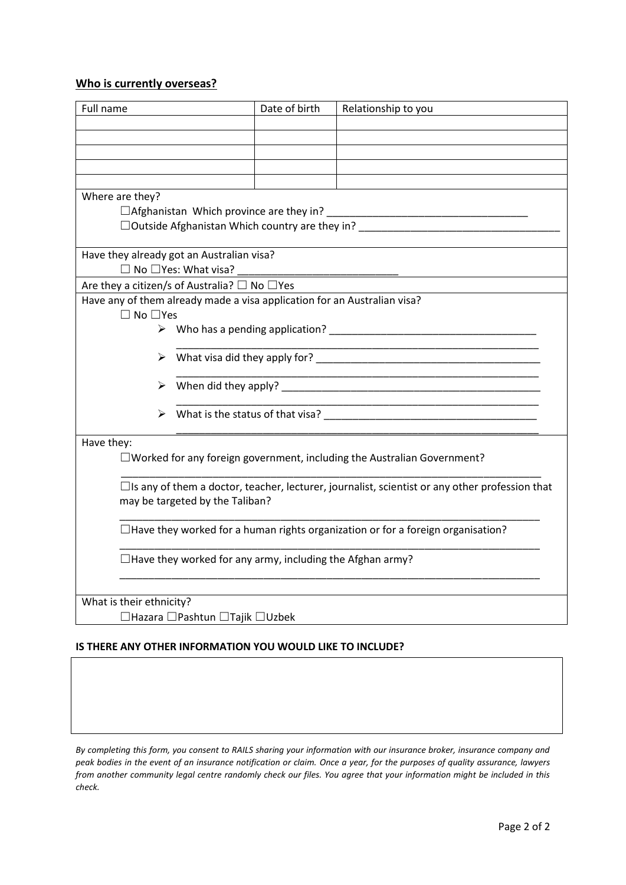## Who is currently overseas?

| Full name | Date of birth | Relationship to you |
|---|---|---|
| | | |
| | | |
| | | |
| | | |
| | | |

Where are they?

☐Afghanistan Which province are they in? ___________________________________

☐Outside Afghanistan Which country are they in? ___________________________________

Have they already got an Australian visa?

☐ No ☐Yes: What visa? ____________________________

Are they a citizen/s of Australia? ☐ No ☐Yes

Have any of them already made a visa application for an Australian visa?

☐ No ☐Yes

- Who has a pending application? ___________________________________
- What visa did they apply for? ___________________________________
- When did they apply? ___________________________________
- What is the status of that visa? ___________________________________

Have they:

☐Worked for any foreign government, including the Australian Government?

___________________________________

☐Is any of them a doctor, teacher, lecturer, journalist, scientist or any other profession that may be targeted by the Taliban?

___________________________________

☐Have they worked for a human rights organization or for a foreign organisation?

___________________________________

☐Have they worked for any army, including the Afghan army?

___________________________________

What is their ethnicity?

☐Hazara ☐Pashtun ☐Tajik ☐Uzbek

**IS THERE ANY OTHER INFORMATION YOU WOULD LIKE TO INCLUDE?**

| |
|---|
| |

*By completing this form, you consent to RAILS sharing your information with our insurance broker, insurance company and peak bodies in the event of an insurance notification or claim. Once a year, for the purposes of quality assurance, lawyers from another community legal centre randomly check our files. You agree that your information might be included in this check.*